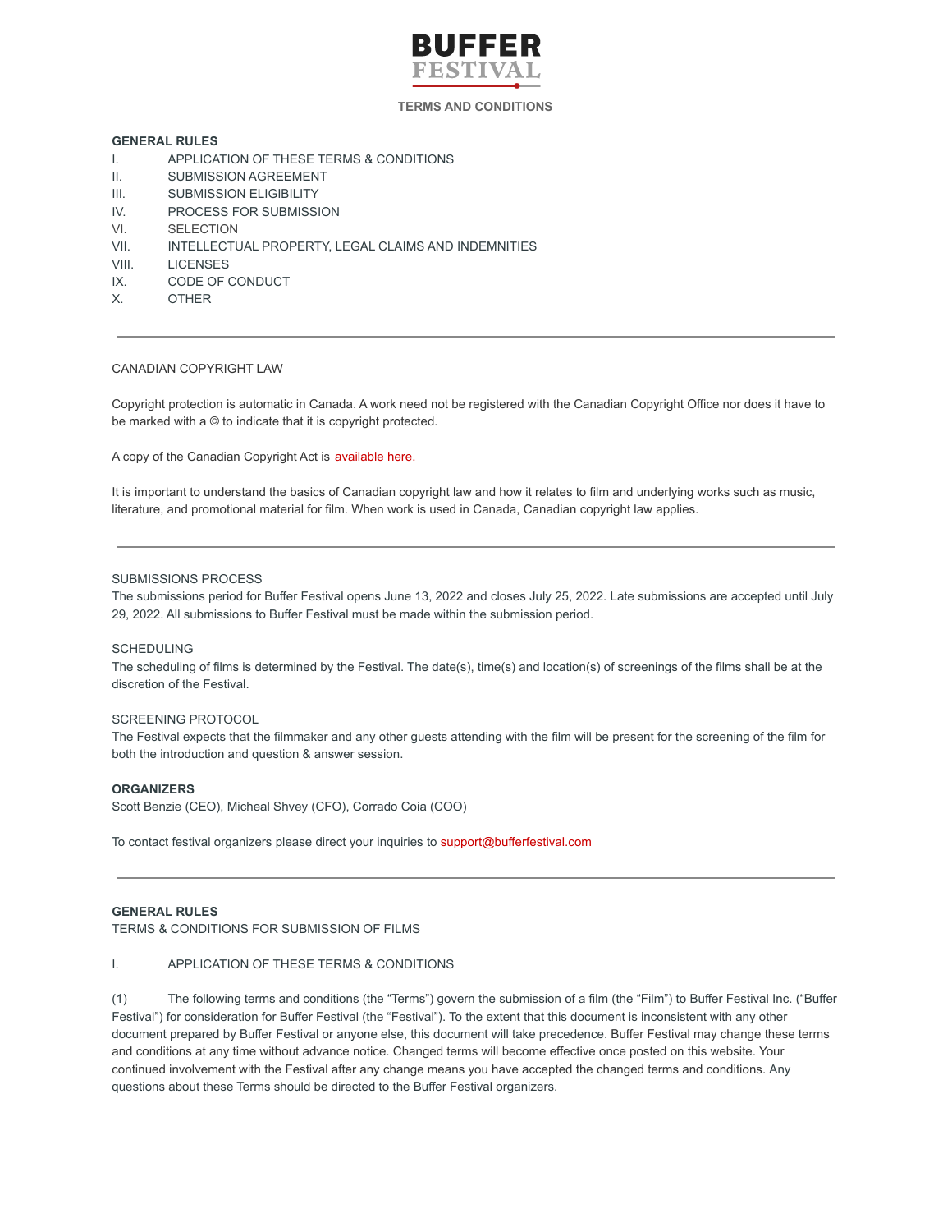# BUFFER FESTIVAL

## TERMS AND CONDITIONS

**GENERAL RULES**

I. APPLICATION OF THESE TERMS & CONDITIONS
II. SUBMISSION AGREEMENT
III. SUBMISSION ELIGIBILITY
IV. PROCESS FOR SUBMISSION
VI. SELECTION
VII. INTELLECTUAL PROPERTY, LEGAL CLAIMS AND INDEMNITIES
VIII. LICENSES
IX. CODE OF CONDUCT
X. OTHER

---

CANADIAN COPYRIGHT LAW

Copyright protection is automatic in Canada. A work need not be registered with the Canadian Copyright Office nor does it have to be marked with a © to indicate that it is copyright protected.

A copy of the Canadian Copyright Act is available here.

It is important to understand the basics of Canadian copyright law and how it relates to film and underlying works such as music, literature, and promotional material for film. When work is used in Canada, Canadian copyright law applies.

---

SUBMISSIONS PROCESS
The submissions period for Buffer Festival opens June 13, 2022 and closes July 25, 2022. Late submissions are accepted until July 29, 2022. All submissions to Buffer Festival must be made within the submission period.

SCHEDULING
The scheduling of films is determined by the Festival. The date(s), time(s) and location(s) of screenings of the films shall be at the discretion of the Festival.

SCREENING PROTOCOL
The Festival expects that the filmmaker and any other guests attending with the film will be present for the screening of the film for both the introduction and question & answer session.

**ORGANIZERS**
Scott Benzie (CEO), Micheal Shvey (CFO), Corrado Coia (COO)

To contact festival organizers please direct your inquiries to support@bufferfestival.com

---

**GENERAL RULES**
TERMS & CONDITIONS FOR SUBMISSION OF FILMS

I. APPLICATION OF THESE TERMS & CONDITIONS

(1) The following terms and conditions (the "Terms") govern the submission of a film (the "Film") to Buffer Festival Inc. ("Buffer Festival") for consideration for Buffer Festival (the "Festival"). To the extent that this document is inconsistent with any other document prepared by Buffer Festival or anyone else, this document will take precedence. Buffer Festival may change these terms and conditions at any time without advance notice. Changed terms will become effective once posted on this website. Your continued involvement with the Festival after any change means you have accepted the changed terms and conditions. Any questions about these Terms should be directed to the Buffer Festival organizers.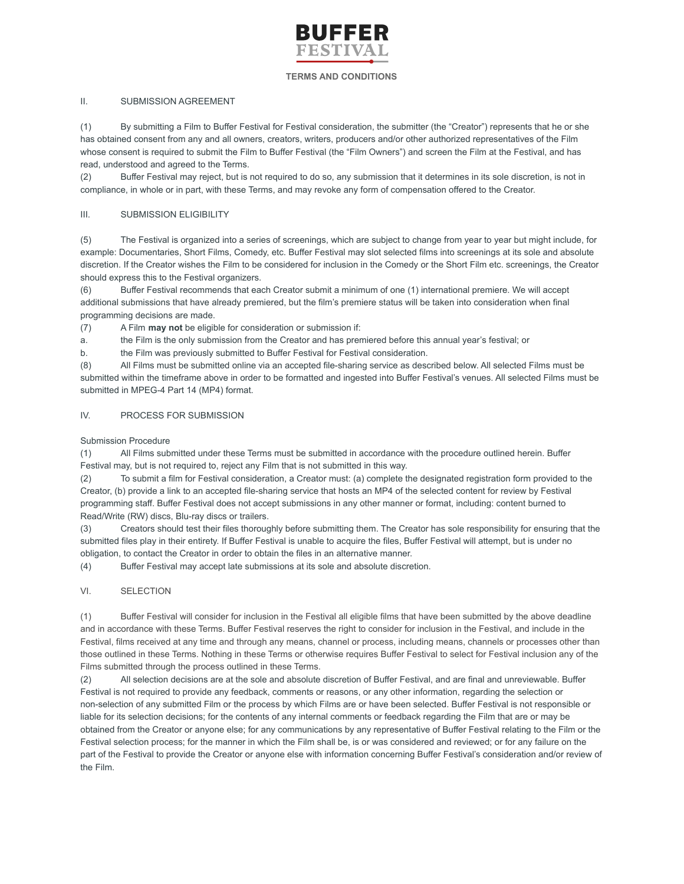# BUFFER FESTIVAL

## TERMS AND CONDITIONS

### II. SUBMISSION AGREEMENT

(1) By submitting a Film to Buffer Festival for Festival consideration, the submitter (the "Creator") represents that he or she has obtained consent from any and all owners, creators, writers, producers and/or other authorized representatives of the Film whose consent is required to submit the Film to Buffer Festival (the "Film Owners") and screen the Film at the Festival, and has read, understood and agreed to the Terms.

(2) Buffer Festival may reject, but is not required to do so, any submission that it determines in its sole discretion, is not in compliance, in whole or in part, with these Terms, and may revoke any form of compensation offered to the Creator.

### III. SUBMISSION ELIGIBILITY

(5) The Festival is organized into a series of screenings, which are subject to change from year to year but might include, for example: Documentaries, Short Films, Comedy, etc. Buffer Festival may slot selected films into screenings at its sole and absolute discretion. If the Creator wishes the Film to be considered for inclusion in the Comedy or the Short Film etc. screenings, the Creator should express this to the Festival organizers.

(6) Buffer Festival recommends that each Creator submit a minimum of one (1) international premiere. We will accept additional submissions that have already premiered, but the film's premiere status will be taken into consideration when final programming decisions are made.

(7) A Film **may not** be eligible for consideration or submission if:

a. the Film is the only submission from the Creator and has premiered before this annual year's festival; or

b. the Film was previously submitted to Buffer Festival for Festival consideration.

(8) All Films must be submitted online via an accepted file-sharing service as described below. All selected Films must be submitted within the timeframe above in order to be formatted and ingested into Buffer Festival's venues. All selected Films must be submitted in MPEG-4 Part 14 (MP4) format.

### IV. PROCESS FOR SUBMISSION

Submission Procedure

(1) All Films submitted under these Terms must be submitted in accordance with the procedure outlined herein. Buffer Festival may, but is not required to, reject any Film that is not submitted in this way.

(2) To submit a film for Festival consideration, a Creator must: (a) complete the designated registration form provided to the Creator, (b) provide a link to an accepted file-sharing service that hosts an MP4 of the selected content for review by Festival programming staff. Buffer Festival does not accept submissions in any other manner or format, including: content burned to Read/Write (RW) discs, Blu-ray discs or trailers.

(3) Creators should test their files thoroughly before submitting them. The Creator has sole responsibility for ensuring that the submitted files play in their entirety. If Buffer Festival is unable to acquire the files, Buffer Festival will attempt, but is under no obligation, to contact the Creator in order to obtain the files in an alternative manner.

(4) Buffer Festival may accept late submissions at its sole and absolute discretion.

### VI. SELECTION

(1) Buffer Festival will consider for inclusion in the Festival all eligible films that have been submitted by the above deadline and in accordance with these Terms. Buffer Festival reserves the right to consider for inclusion in the Festival, and include in the Festival, films received at any time and through any means, channel or process, including means, channels or processes other than those outlined in these Terms. Nothing in these Terms or otherwise requires Buffer Festival to select for Festival inclusion any of the Films submitted through the process outlined in these Terms.

(2) All selection decisions are at the sole and absolute discretion of Buffer Festival, and are final and unreviewable. Buffer Festival is not required to provide any feedback, comments or reasons, or any other information, regarding the selection or non-selection of any submitted Film or the process by which Films are or have been selected. Buffer Festival is not responsible or liable for its selection decisions; for the contents of any internal comments or feedback regarding the Film that are or may be obtained from the Creator or anyone else; for any communications by any representative of Buffer Festival relating to the Film or the Festival selection process; for the manner in which the Film shall be, is or was considered and reviewed; or for any failure on the part of the Festival to provide the Creator or anyone else with information concerning Buffer Festival's consideration and/or review of the Film.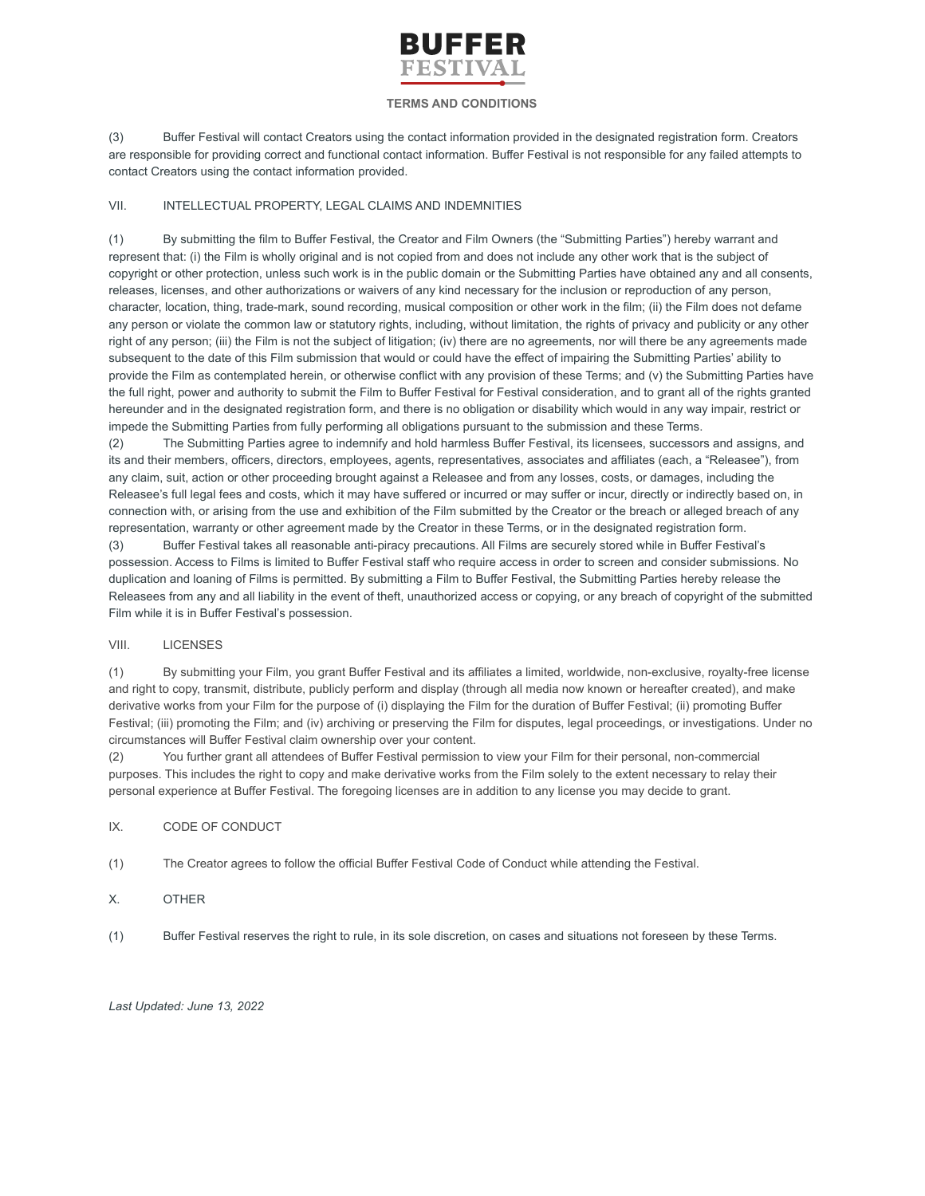(3) Buffer Festival will contact Creators using the contact information provided in the designated registration form. Creators are responsible for providing correct and functional contact information. Buffer Festival is not responsible for any failed attempts to contact Creators using the contact information provided.

## VII. INTELLECTUAL PROPERTY, LEGAL CLAIMS AND INDEMNITIES

(1) By submitting the film to Buffer Festival, the Creator and Film Owners (the "Submitting Parties") hereby warrant and represent that: (i) the Film is wholly original and is not copied from and does not include any other work that is the subject of copyright or other protection, unless such work is in the public domain or the Submitting Parties have obtained any and all consents, releases, licenses, and other authorizations or waivers of any kind necessary for the inclusion or reproduction of any person, character, location, thing, trade-mark, sound recording, musical composition or other work in the film; (ii) the Film does not defame any person or violate the common law or statutory rights, including, without limitation, the rights of privacy and publicity or any other right of any person; (iii) the Film is not the subject of litigation; (iv) there are no agreements, nor will there be any agreements made subsequent to the date of this Film submission that would or could have the effect of impairing the Submitting Parties' ability to provide the Film as contemplated herein, or otherwise conflict with any provision of these Terms; and (v) the Submitting Parties have the full right, power and authority to submit the Film to Buffer Festival for Festival consideration, and to grant all of the rights granted hereunder and in the designated registration form, and there is no obligation or disability which would in any way impair, restrict or impede the Submitting Parties from fully performing all obligations pursuant to the submission and these Terms.

(2) The Submitting Parties agree to indemnify and hold harmless Buffer Festival, its licensees, successors and assigns, and its and their members, officers, directors, employees, agents, representatives, associates and affiliates (each, a "Releasee"), from any claim, suit, action or other proceeding brought against a Releasee and from any losses, costs, or damages, including the Releasee's full legal fees and costs, which it may have suffered or incurred or may suffer or incur, directly or indirectly based on, in connection with, or arising from the use and exhibition of the Film submitted by the Creator or the breach or alleged breach of any representation, warranty or other agreement made by the Creator in these Terms, or in the designated registration form.

(3) Buffer Festival takes all reasonable anti-piracy precautions. All Films are securely stored while in Buffer Festival's possession. Access to Films is limited to Buffer Festival staff who require access in order to screen and consider submissions. No duplication and loaning of Films is permitted. By submitting a Film to Buffer Festival, the Submitting Parties hereby release the Releasees from any and all liability in the event of theft, unauthorized access or copying, or any breach of copyright of the submitted Film while it is in Buffer Festival's possession.

## VIII. LICENSES

(1) By submitting your Film, you grant Buffer Festival and its affiliates a limited, worldwide, non-exclusive, royalty-free license and right to copy, transmit, distribute, publicly perform and display (through all media now known or hereafter created), and make derivative works from your Film for the purpose of (i) displaying the Film for the duration of Buffer Festival; (ii) promoting Buffer Festival; (iii) promoting the Film; and (iv) archiving or preserving the Film for disputes, legal proceedings, or investigations. Under no circumstances will Buffer Festival claim ownership over your content.

(2) You further grant all attendees of Buffer Festival permission to view your Film for their personal, non-commercial purposes. This includes the right to copy and make derivative works from the Film solely to the extent necessary to relay their personal experience at Buffer Festival. The foregoing licenses are in addition to any license you may decide to grant.

## IX. CODE OF CONDUCT

(1) The Creator agrees to follow the official Buffer Festival Code of Conduct while attending the Festival.

## X. OTHER

(1) Buffer Festival reserves the right to rule, in its sole discretion, on cases and situations not foreseen by these Terms.

*Last Updated: June 13, 2022*